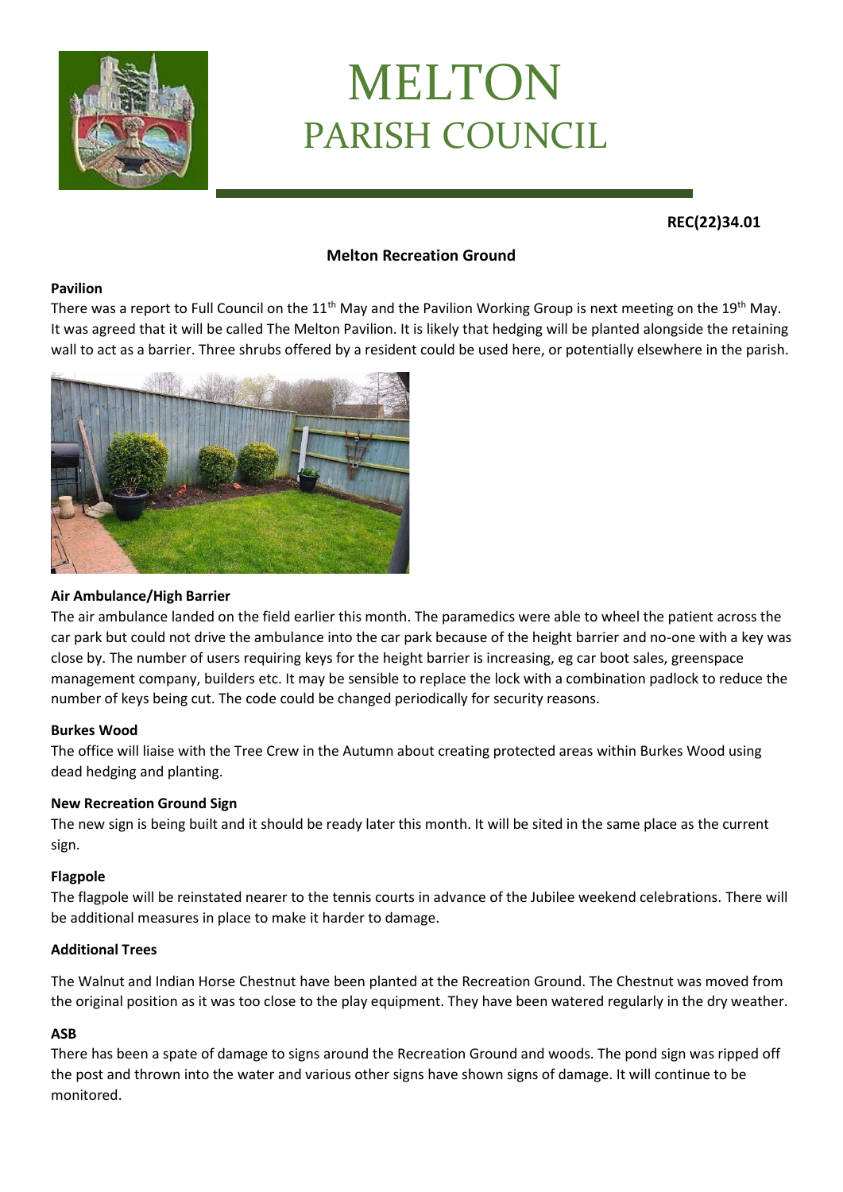# MELTON
## PARISH COUNCIL

**REC(22)34.01**

**Melton Recreation Ground**

**Pavilion**

There was a report to Full Council on the 11th May and the Pavilion Working Group is next meeting on the 19th May. It was agreed that it will be called The Melton Pavilion. It is likely that hedging will be planted alongside the retaining wall to act as a barrier. Three shrubs offered by a resident could be used here, or potentially elsewhere in the parish.

**Air Ambulance/High Barrier**

The air ambulance landed on the field earlier this month. The paramedics were able to wheel the patient across the car park but could not drive the ambulance into the car park because of the height barrier and no-one with a key was close by. The number of users requiring keys for the height barrier is increasing, eg car boot sales, greenspace management company, builders etc. It may be sensible to replace the lock with a combination padlock to reduce the number of keys being cut. The code could be changed periodically for security reasons.

**Burkes Wood**

The office will liaise with the Tree Crew in the Autumn about creating protected areas within Burkes Wood using dead hedging and planting.

**New Recreation Ground Sign**

The new sign is being built and it should be ready later this month. It will be sited in the same place as the current sign.

**Flagpole**

The flagpole will be reinstated nearer to the tennis courts in advance of the Jubilee weekend celebrations. There will be additional measures in place to make it harder to damage.

**Additional Trees**

The Walnut and Indian Horse Chestnut have been planted at the Recreation Ground. The Chestnut was moved from the original position as it was too close to the play equipment. They have been watered regularly in the dry weather.

**ASB**

There has been a spate of damage to signs around the Recreation Ground and woods. The pond sign was ripped off the post and thrown into the water and various other signs have shown signs of damage. It will continue to be monitored.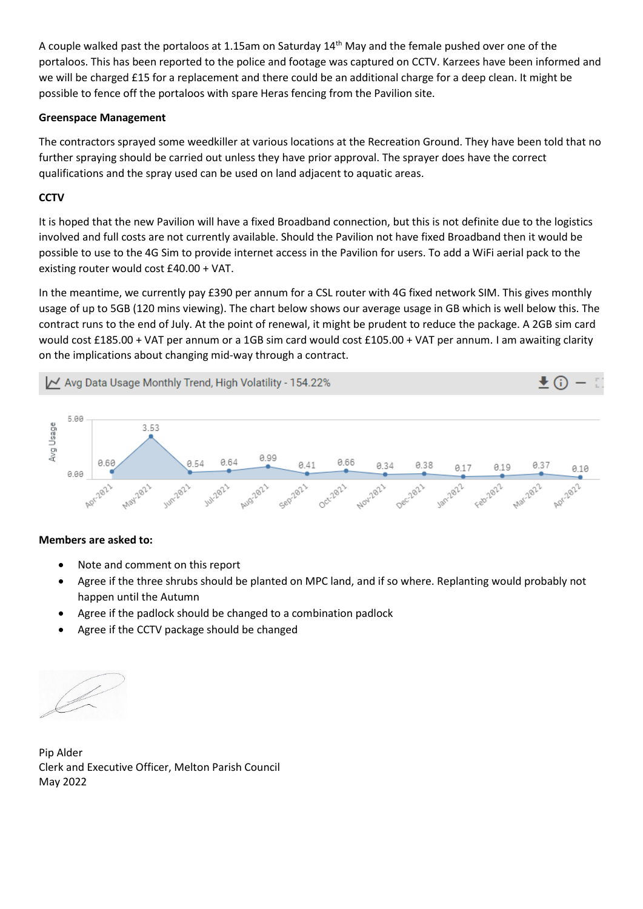A couple walked past the portaloos at 1.15am on Saturday 14th May and the female pushed over one of the portaloos. This has been reported to the police and footage was captured on CCTV. Karzees have been informed and we will be charged £15 for a replacement and there could be an additional charge for a deep clean. It might be possible to fence off the portaloos with spare Heras fencing from the Pavilion site.

**Greenspace Management**

The contractors sprayed some weedkiller at various locations at the Recreation Ground. They have been told that no further spraying should be carried out unless they have prior approval. The sprayer does have the correct qualifications and the spray used can be used on land adjacent to aquatic areas.

**CCTV**

It is hoped that the new Pavilion will have a fixed Broadband connection, but this is not definite due to the logistics involved and full costs are not currently available. Should the Pavilion not have fixed Broadband then it would be possible to use to the 4G Sim to provide internet access in the Pavilion for users. To add a WiFi aerial pack to the existing router would cost £40.00 + VAT.

In the meantime, we currently pay £390 per annum for a CSL router with 4G fixed network SIM. This gives monthly usage of up to 5GB (120 mins viewing). The chart below shows our average usage in GB which is well below this. The contract runs to the end of July. At the point of renewal, it might be prudent to reduce the package. A 2GB sim card would cost £185.00 + VAT per annum or a 1GB sim card would cost £105.00 + VAT per annum. I am awaiting clarity on the implications about changing mid-way through a contract.

Avg Data Usage Monthly Trend, High Volatility - 154.22%

Avg Usage

5.00

0.00

0.60 3.53 0.54 0.64 0.99 0.41 0.66 0.34 0.38 0.17 0.19 0.37 0.10

Apr-2021 May-2021 Jun-2021 Jul-2021 Aug-2021 Sep-2021 Oct-2021 Nov-2021 Dec-2021 Jan-2022 Feb-2022 Mar-2022 Apr-2022

**Members are asked to:**

- Note and comment on this report
- Agree if the three shrubs should be planted on MPC land, and if so where. Replanting would probably not happen until the Autumn
- Agree if the padlock should be changed to a combination padlock
- Agree if the CCTV package should be changed

Pip Alder
Clerk and Executive Officer, Melton Parish Council
May 2022